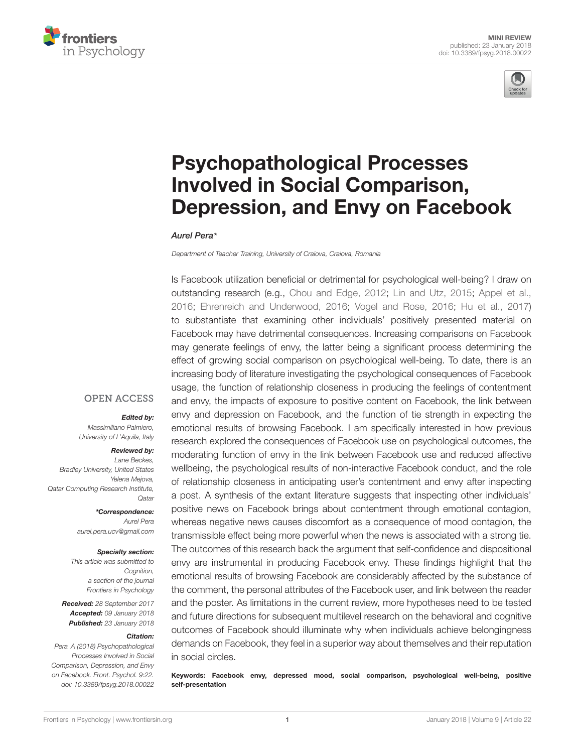MINI REVIEW
published: 23 January 2018
doi: 10.3389/fpsyg.2018.00022

# Psychopathological Processes Involved in Social Comparison, Depression, and Envy on Facebook

*Aurel Pera**

*Department of Teacher Training, University of Craiova, Craiova, Romania*

Is Facebook utilization beneficial or detrimental for psychological well-being? I draw on outstanding research (e.g., Chou and Edge, 2012; Lin and Utz, 2015; Appel et al., 2016; Ehrenreich and Underwood, 2016; Vogel and Rose, 2016; Hu et al., 2017) to substantiate that examining other individuals' positively presented material on Facebook may have detrimental consequences. Increasing comparisons on Facebook may generate feelings of envy, the latter being a significant process determining the effect of growing social comparison on psychological well-being. To date, there is an increasing body of literature investigating the psychological consequences of Facebook usage, the function of relationship closeness in producing the feelings of contentment and envy, the impacts of exposure to positive content on Facebook, the link between envy and depression on Facebook, and the function of tie strength in expecting the emotional results of browsing Facebook. I am specifically interested in how previous research explored the consequences of Facebook use on psychological outcomes, the moderating function of envy in the link between Facebook use and reduced affective wellbeing, the psychological results of non-interactive Facebook conduct, and the role of relationship closeness in anticipating user's contentment and envy after inspecting a post. A synthesis of the extant literature suggests that inspecting other individuals' positive news on Facebook brings about contentment through emotional contagion, whereas negative news causes discomfort as a consequence of mood contagion, the transmissible effect being more powerful when the news is associated with a strong tie. The outcomes of this research back the argument that self-confidence and dispositional envy are instrumental in producing Facebook envy. These findings highlight that the emotional results of browsing Facebook are considerably affected by the substance of the comment, the personal attributes of the Facebook user, and link between the reader and the poster. As limitations in the current review, more hypotheses need to be tested and future directions for subsequent multilevel research on the behavioral and cognitive outcomes of Facebook should illuminate why when individuals achieve belongingness demands on Facebook, they feel in a superior way about themselves and their reputation in social circles.

**Keywords: Facebook envy, depressed mood, social comparison, psychological well-being, positive self-presentation**

OPEN ACCESS

***Edited by:***
*Massimiliano Palmiero, University of L'Aquila, Italy*

***Reviewed by:***
*Lane Beckes, Bradley University, United States*
*Yelena Mejova, Qatar Computing Research Institute, Qatar*

***\*Correspondence:***
*Aurel Pera*
*aurel.pera.ucv@gmail.com*

***Specialty section:***
*This article was submitted to Cognition, a section of the journal Frontiers in Psychology*

***Received:*** *28 September 2017*
***Accepted:*** *09 January 2018*
***Published:*** *23 January 2018*

***Citation:***
*Pera A (2018) Psychopathological Processes Involved in Social Comparison, Depression, and Envy on Facebook. Front. Psychol. 9:22. doi: 10.3389/fpsyg.2018.00022*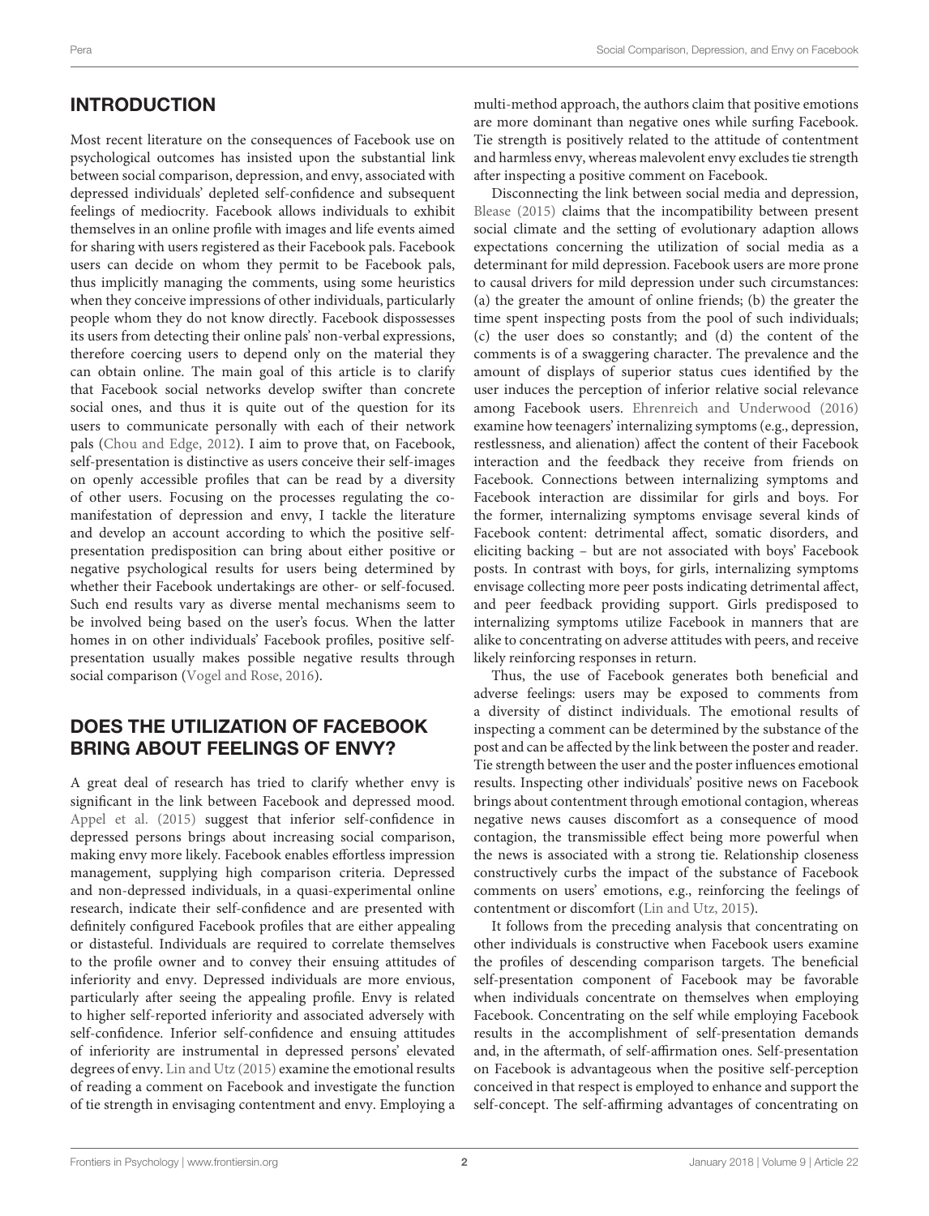## INTRODUCTION

Most recent literature on the consequences of Facebook use on psychological outcomes has insisted upon the substantial link between social comparison, depression, and envy, associated with depressed individuals' depleted self-confidence and subsequent feelings of mediocrity. Facebook allows individuals to exhibit themselves in an online profile with images and life events aimed for sharing with users registered as their Facebook pals. Facebook users can decide on whom they permit to be Facebook pals, thus implicitly managing the comments, using some heuristics when they conceive impressions of other individuals, particularly people whom they do not know directly. Facebook dispossesses its users from detecting their online pals' non-verbal expressions, therefore coercing users to depend only on the material they can obtain online. The main goal of this article is to clarify that Facebook social networks develop swifter than concrete social ones, and thus it is quite out of the question for its users to communicate personally with each of their network pals (Chou and Edge, 2012). I aim to prove that, on Facebook, self-presentation is distinctive as users conceive their self-images on openly accessible profiles that can be read by a diversity of other users. Focusing on the processes regulating the co-manifestation of depression and envy, I tackle the literature and develop an account according to which the positive self-presentation predisposition can bring about either positive or negative psychological results for users being determined by whether their Facebook undertakings are other- or self-focused. Such end results vary as diverse mental mechanisms seem to be involved being based on the user's focus. When the latter homes in on other individuals' Facebook profiles, positive self-presentation usually makes possible negative results through social comparison (Vogel and Rose, 2016).

## DOES THE UTILIZATION OF FACEBOOK BRING ABOUT FEELINGS OF ENVY?

A great deal of research has tried to clarify whether envy is significant in the link between Facebook and depressed mood. Appel et al. (2015) suggest that inferior self-confidence in depressed persons brings about increasing social comparison, making envy more likely. Facebook enables effortless impression management, supplying high comparison criteria. Depressed and non-depressed individuals, in a quasi-experimental online research, indicate their self-confidence and are presented with definitely configured Facebook profiles that are either appealing or distasteful. Individuals are required to correlate themselves to the profile owner and to convey their ensuing attitudes of inferiority and envy. Depressed individuals are more envious, particularly after seeing the appealing profile. Envy is related to higher self-reported inferiority and associated adversely with self-confidence. Inferior self-confidence and ensuing attitudes of inferiority are instrumental in depressed persons' elevated degrees of envy. Lin and Utz (2015) examine the emotional results of reading a comment on Facebook and investigate the function of tie strength in envisaging contentment and envy. Employing a multi-method approach, the authors claim that positive emotions are more dominant than negative ones while surfing Facebook. Tie strength is positively related to the attitude of contentment and harmless envy, whereas malevolent envy excludes tie strength after inspecting a positive comment on Facebook.

Disconnecting the link between social media and depression, Blease (2015) claims that the incompatibility between present social climate and the setting of evolutionary adaption allows expectations concerning the utilization of social media as a determinant for mild depression. Facebook users are more prone to causal drivers for mild depression under such circumstances: (a) the greater the amount of online friends; (b) the greater the time spent inspecting posts from the pool of such individuals; (c) the user does so constantly; and (d) the content of the comments is of a swaggering character. The prevalence and the amount of displays of superior status cues identified by the user induces the perception of inferior relative social relevance among Facebook users. Ehrenreich and Underwood (2016) examine how teenagers' internalizing symptoms (e.g., depression, restlessness, and alienation) affect the content of their Facebook interaction and the feedback they receive from friends on Facebook. Connections between internalizing symptoms and Facebook interaction are dissimilar for girls and boys. For the former, internalizing symptoms envisage several kinds of Facebook content: detrimental affect, somatic disorders, and eliciting backing – but are not associated with boys' Facebook posts. In contrast with boys, for girls, internalizing symptoms envisage collecting more peer posts indicating detrimental affect, and peer feedback providing support. Girls predisposed to internalizing symptoms utilize Facebook in manners that are alike to concentrating on adverse attitudes with peers, and receive likely reinforcing responses in return.

Thus, the use of Facebook generates both beneficial and adverse feelings: users may be exposed to comments from a diversity of distinct individuals. The emotional results of inspecting a comment can be determined by the substance of the post and can be affected by the link between the poster and reader. Tie strength between the user and the poster influences emotional results. Inspecting other individuals' positive news on Facebook brings about contentment through emotional contagion, whereas negative news causes discomfort as a consequence of mood contagion, the transmissible effect being more powerful when the news is associated with a strong tie. Relationship closeness constructively curbs the impact of the substance of Facebook comments on users' emotions, e.g., reinforcing the feelings of contentment or discomfort (Lin and Utz, 2015).

It follows from the preceding analysis that concentrating on other individuals is constructive when Facebook users examine the profiles of descending comparison targets. The beneficial self-presentation component of Facebook may be favorable when individuals concentrate on themselves when employing Facebook. Concentrating on the self while employing Facebook results in the accomplishment of self-presentation demands and, in the aftermath, of self-affirmation ones. Self-presentation on Facebook is advantageous when the positive self-perception conceived in that respect is employed to enhance and support the self-concept. The self-affirming advantages of concentrating on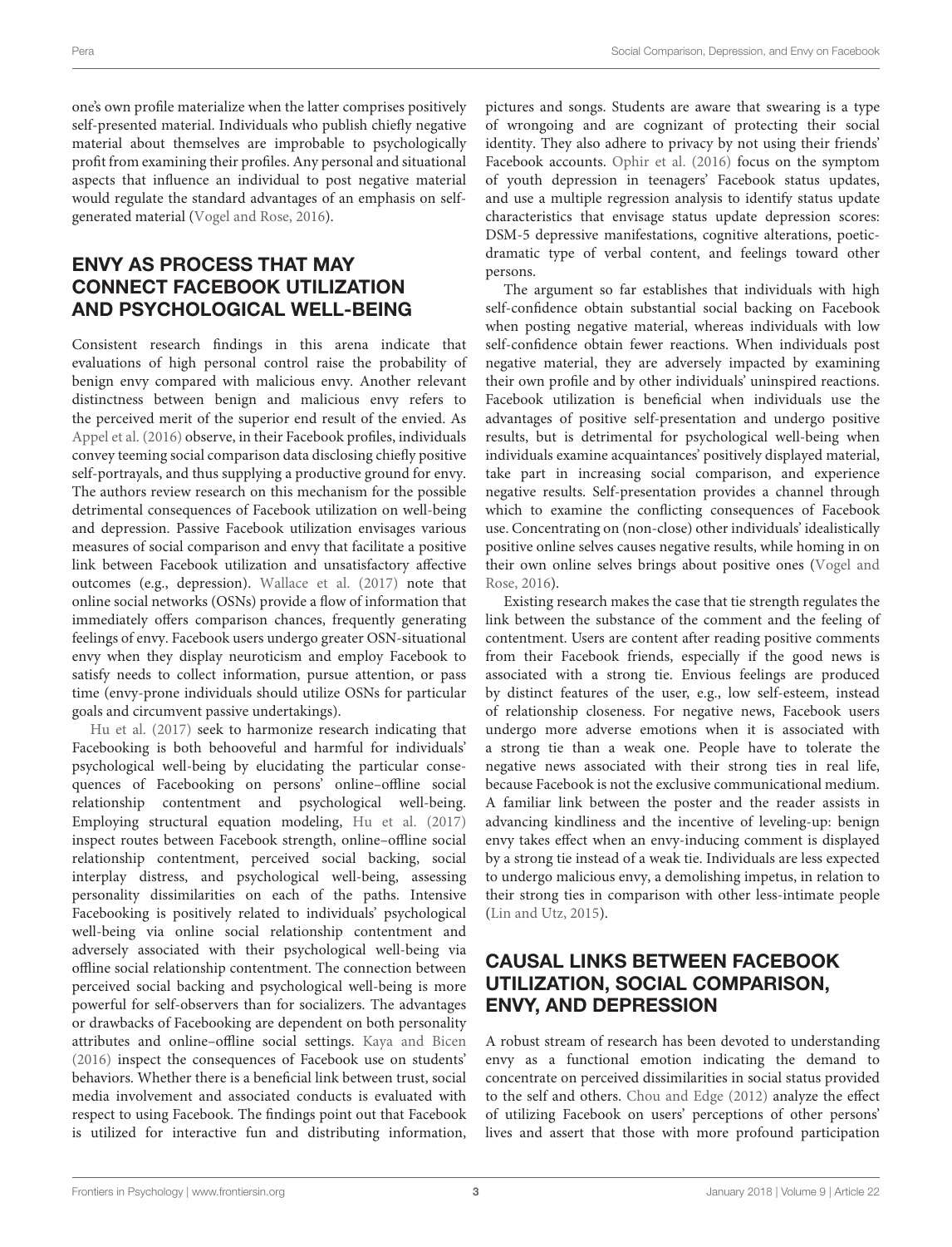one's own profile materialize when the latter comprises positively self-presented material. Individuals who publish chiefly negative material about themselves are improbable to psychologically profit from examining their profiles. Any personal and situational aspects that influence an individual to post negative material would regulate the standard advantages of an emphasis on self-generated material (Vogel and Rose, 2016).

## ENVY AS PROCESS THAT MAY CONNECT FACEBOOK UTILIZATION AND PSYCHOLOGICAL WELL-BEING

Consistent research findings in this arena indicate that evaluations of high personal control raise the probability of benign envy compared with malicious envy. Another relevant distinctness between benign and malicious envy refers to the perceived merit of the superior end result of the envied. As Appel et al. (2016) observe, in their Facebook profiles, individuals convey teeming social comparison data disclosing chiefly positive self-portrayals, and thus supplying a productive ground for envy. The authors review research on this mechanism for the possible detrimental consequences of Facebook utilization on well-being and depression. Passive Facebook utilization envisages various measures of social comparison and envy that facilitate a positive link between Facebook utilization and unsatisfactory affective outcomes (e.g., depression). Wallace et al. (2017) note that online social networks (OSNs) provide a flow of information that immediately offers comparison chances, frequently generating feelings of envy. Facebook users undergo greater OSN-situational envy when they display neuroticism and employ Facebook to satisfy needs to collect information, pursue attention, or pass time (envy-prone individuals should utilize OSNs for particular goals and circumvent passive undertakings).

Hu et al. (2017) seek to harmonize research indicating that Facebooking is both behooveful and harmful for individuals' psychological well-being by elucidating the particular consequences of Facebooking on persons' online–offline social relationship contentment and psychological well-being. Employing structural equation modeling, Hu et al. (2017) inspect routes between Facebook strength, online–offline social relationship contentment, perceived social backing, social interplay distress, and psychological well-being, assessing personality dissimilarities on each of the paths. Intensive Facebooking is positively related to individuals' psychological well-being via online social relationship contentment and adversely associated with their psychological well-being via offline social relationship contentment. The connection between perceived social backing and psychological well-being is more powerful for self-observers than for socializers. The advantages or drawbacks of Facebooking are dependent on both personality attributes and online–offline social settings. Kaya and Bicen (2016) inspect the consequences of Facebook use on students' behaviors. Whether there is a beneficial link between trust, social media involvement and associated conducts is evaluated with respect to using Facebook. The findings point out that Facebook is utilized for interactive fun and distributing information, pictures and songs. Students are aware that swearing is a type of wrongoing and are cognizant of protecting their social identity. They also adhere to privacy by not using their friends' Facebook accounts. Ophir et al. (2016) focus on the symptom of youth depression in teenagers' Facebook status updates, and use a multiple regression analysis to identify status update characteristics that envisage status update depression scores: DSM-5 depressive manifestations, cognitive alterations, poetic-dramatic type of verbal content, and feelings toward other persons.

The argument so far establishes that individuals with high self-confidence obtain substantial social backing on Facebook when posting negative material, whereas individuals with low self-confidence obtain fewer reactions. When individuals post negative material, they are adversely impacted by examining their own profile and by other individuals' uninspired reactions. Facebook utilization is beneficial when individuals use the advantages of positive self-presentation and undergo positive results, but is detrimental for psychological well-being when individuals examine acquaintances' positively displayed material, take part in increasing social comparison, and experience negative results. Self-presentation provides a channel through which to examine the conflicting consequences of Facebook use. Concentrating on (non-close) other individuals' idealistically positive online selves causes negative results, while homing in on their own online selves brings about positive ones (Vogel and Rose, 2016).

Existing research makes the case that tie strength regulates the link between the substance of the comment and the feeling of contentment. Users are content after reading positive comments from their Facebook friends, especially if the good news is associated with a strong tie. Envious feelings are produced by distinct features of the user, e.g., low self-esteem, instead of relationship closeness. For negative news, Facebook users undergo more adverse emotions when it is associated with a strong tie than a weak one. People have to tolerate the negative news associated with their strong ties in real life, because Facebook is not the exclusive communicational medium. A familiar link between the poster and the reader assists in advancing kindliness and the incentive of leveling-up: benign envy takes effect when an envy-inducing comment is displayed by a strong tie instead of a weak tie. Individuals are less expected to undergo malicious envy, a demolishing impetus, in relation to their strong ties in comparison with other less-intimate people (Lin and Utz, 2015).

## CAUSAL LINKS BETWEEN FACEBOOK UTILIZATION, SOCIAL COMPARISON, ENVY, AND DEPRESSION

A robust stream of research has been devoted to understanding envy as a functional emotion indicating the demand to concentrate on perceived dissimilarities in social status provided to the self and others. Chou and Edge (2012) analyze the effect of utilizing Facebook on users' perceptions of other persons' lives and assert that those with more profound participation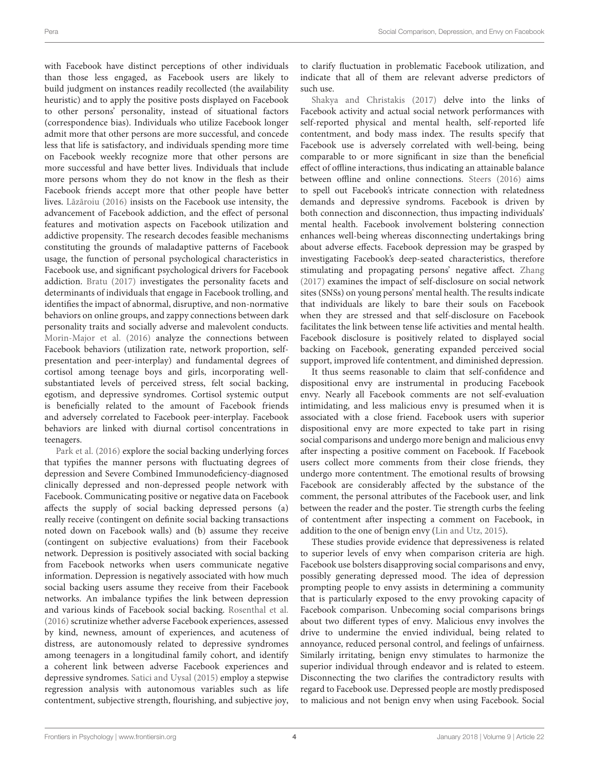with Facebook have distinct perceptions of other individuals than those less engaged, as Facebook users are likely to build judgment on instances readily recollected (the availability heuristic) and to apply the positive posts displayed on Facebook to other persons' personality, instead of situational factors (correspondence bias). Individuals who utilize Facebook longer admit more that other persons are more successful, and concede less that life is satisfactory, and individuals spending more time on Facebook weekly recognize more that other persons are more successful and have better lives. Individuals that include more persons whom they do not know in the flesh as their Facebook friends accept more that other people have better lives. Lăzăroiu (2016) insists on the Facebook use intensity, the advancement of Facebook addiction, and the effect of personal features and motivation aspects on Facebook utilization and addictive propensity. The research decodes feasible mechanisms constituting the grounds of maladaptive patterns of Facebook usage, the function of personal psychological characteristics in Facebook use, and significant psychological drivers for Facebook addiction. Bratu (2017) investigates the personality facets and determinants of individuals that engage in Facebook trolling, and identifies the impact of abnormal, disruptive, and non-normative behaviors on online groups, and zappy connections between dark personality traits and socially adverse and malevolent conducts. Morin-Major et al. (2016) analyze the connections between Facebook behaviors (utilization rate, network proportion, self-presentation and peer-interplay) and fundamental degrees of cortisol among teenage boys and girls, incorporating well-substantiated levels of perceived stress, felt social backing, egotism, and depressive syndromes. Cortisol systemic output is beneficially related to the amount of Facebook friends and adversely correlated to Facebook peer-interplay. Facebook behaviors are linked with diurnal cortisol concentrations in teenagers.

Park et al. (2016) explore the social backing underlying forces that typifies the manner persons with fluctuating degrees of depression and Severe Combined Immunodeficiency-diagnosed clinically depressed and non-depressed people network with Facebook. Communicating positive or negative data on Facebook affects the supply of social backing depressed persons (a) really receive (contingent on definite social backing transactions noted down on Facebook walls) and (b) assume they receive (contingent on subjective evaluations) from their Facebook network. Depression is positively associated with social backing from Facebook networks when users communicate negative information. Depression is negatively associated with how much social backing users assume they receive from their Facebook networks. An imbalance typifies the link between depression and various kinds of Facebook social backing. Rosenthal et al. (2016) scrutinize whether adverse Facebook experiences, assessed by kind, newness, amount of experiences, and acuteness of distress, are autonomously related to depressive syndromes among teenagers in a longitudinal family cohort, and identify a coherent link between adverse Facebook experiences and depressive syndromes. Satici and Uysal (2015) employ a stepwise regression analysis with autonomous variables such as life contentment, subjective strength, flourishing, and subjective joy, to clarify fluctuation in problematic Facebook utilization, and indicate that all of them are relevant adverse predictors of such use.

Shakya and Christakis (2017) delve into the links of Facebook activity and actual social network performances with self-reported physical and mental health, self-reported life contentment, and body mass index. The results specify that Facebook use is adversely correlated with well-being, being comparable to or more significant in size than the beneficial effect of offline interactions, thus indicating an attainable balance between offline and online connections. Steers (2016) aims to spell out Facebook's intricate connection with relatedness demands and depressive syndroms. Facebook is driven by both connection and disconnection, thus impacting individuals' mental health. Facebook involvement bolstering connection enhances well-being whereas disconnecting undertakings bring about adverse effects. Facebook depression may be grasped by investigating Facebook's deep-seated characteristics, therefore stimulating and propagating persons' negative affect. Zhang (2017) examines the impact of self-disclosure on social network sites (SNSs) on young persons' mental health. The results indicate that individuals are likely to bare their souls on Facebook when they are stressed and that self-disclosure on Facebook facilitates the link between tense life activities and mental health. Facebook disclosure is positively related to displayed social backing on Facebook, generating expanded perceived social support, improved life contentment, and diminished depression.

It thus seems reasonable to claim that self-confidence and dispositional envy are instrumental in producing Facebook envy. Nearly all Facebook comments are not self-evaluation intimidating, and less malicious envy is presumed when it is associated with a close friend. Facebook users with superior dispositional envy are more expected to take part in rising social comparisons and undergo more benign and malicious envy after inspecting a positive comment on Facebook. If Facebook users collect more comments from their close friends, they undergo more contentment. The emotional results of browsing Facebook are considerably affected by the substance of the comment, the personal attributes of the Facebook user, and link between the reader and the poster. Tie strength curbs the feeling of contentment after inspecting a comment on Facebook, in addition to the one of benign envy (Lin and Utz, 2015).

These studies provide evidence that depressiveness is related to superior levels of envy when comparison criteria are high. Facebook use bolsters disapproving social comparisons and envy, possibly generating depressed mood. The idea of depression prompting people to envy assists in determining a community that is particularly exposed to the envy provoking capacity of Facebook comparison. Unbecoming social comparisons brings about two different types of envy. Malicious envy involves the drive to undermine the envied individual, being related to annoyance, reduced personal control, and feelings of unfairness. Similarly irritating, benign envy stimulates to harmonize the superior individual through endeavor and is related to esteem. Disconnecting the two clarifies the contradictory results with regard to Facebook use. Depressed people are mostly predisposed to malicious and not benign envy when using Facebook. Social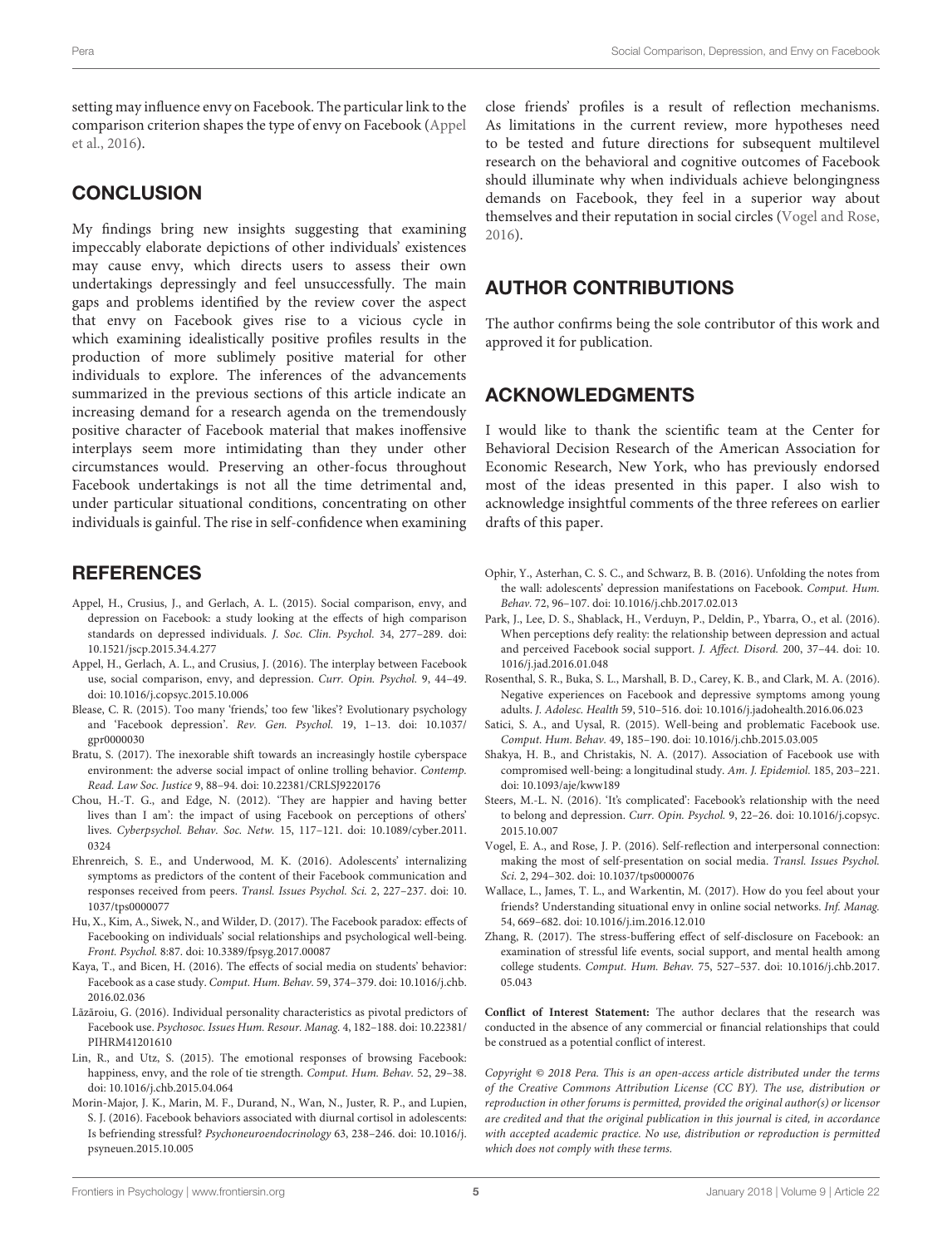setting may influence envy on Facebook. The particular link to the comparison criterion shapes the type of envy on Facebook (Appel et al., 2016).

## CONCLUSION

My findings bring new insights suggesting that examining impeccably elaborate depictions of other individuals' existences may cause envy, which directs users to assess their own undertakings depressingly and feel unsuccessfully. The main gaps and problems identified by the review cover the aspect that envy on Facebook gives rise to a vicious cycle in which examining idealistically positive profiles results in the production of more sublimely positive material for other individuals to explore. The inferences of the advancements summarized in the previous sections of this article indicate an increasing demand for a research agenda on the tremendously positive character of Facebook material that makes inoffensive interplays seem more intimidating than they under other circumstances would. Preserving an other-focus throughout Facebook undertakings is not all the time detrimental and, under particular situational conditions, concentrating on other individuals is gainful. The rise in self-confidence when examining close friends' profiles is a result of reflection mechanisms. As limitations in the current review, more hypotheses need to be tested and future directions for subsequent multilevel research on the behavioral and cognitive outcomes of Facebook should illuminate why when individuals achieve belongingness demands on Facebook, they feel in a superior way about themselves and their reputation in social circles (Vogel and Rose, 2016).

## AUTHOR CONTRIBUTIONS

The author confirms being the sole contributor of this work and approved it for publication.

## ACKNOWLEDGMENTS

I would like to thank the scientific team at the Center for Behavioral Decision Research of the American Association for Economic Research, New York, who has previously endorsed most of the ideas presented in this paper. I also wish to acknowledge insightful comments of the three referees on earlier drafts of this paper.

## REFERENCES

Appel, H., Crusius, J., and Gerlach, A. L. (2015). Social comparison, envy, and depression on Facebook: a study looking at the effects of high comparison standards on depressed individuals. *J. Soc. Clin. Psychol.* 34, 277–289. doi: 10.1521/jscp.2015.34.4.277

Appel, H., Gerlach, A. L., and Crusius, J. (2016). The interplay between Facebook use, social comparison, envy, and depression. *Curr. Opin. Psychol.* 9, 44–49. doi: 10.1016/j.copsyc.2015.10.006

Blease, C. R. (2015). Too many 'friends,' too few 'likes'? Evolutionary psychology and 'Facebook depression'. *Rev. Gen. Psychol.* 19, 1–13. doi: 10.1037/gpr0000030

Bratu, S. (2017). The inexorable shift towards an increasingly hostile cyberspace environment: the adverse social impact of online trolling behavior. *Contemp. Read. Law Soc. Justice* 9, 88–94. doi: 10.22381/CRLSJ9220176

Chou, H.-T. G., and Edge, N. (2012). 'They are happier and having better lives than I am': the impact of using Facebook on perceptions of others' lives. *Cyberpsychol. Behav. Soc. Netw.* 15, 117–121. doi: 10.1089/cyber.2011.0324

Ehrenreich, S. E., and Underwood, M. K. (2016). Adolescents' internalizing symptoms as predictors of the content of their Facebook communication and responses received from peers. *Transl. Issues Psychol. Sci.* 2, 227–237. doi: 10.1037/tps0000077

Hu, X., Kim, A., Siwek, N., and Wilder, D. (2017). The Facebook paradox: effects of Facebooking on individuals' social relationships and psychological well-being. *Front. Psychol.* 8:87. doi: 10.3389/fpsyg.2017.00087

Kaya, T., and Bicen, H. (2016). The effects of social media on students' behavior: Facebook as a case study. *Comput. Hum. Behav.* 59, 374–379. doi: 10.1016/j.chb.2016.02.036

Lăzăroiu, G. (2016). Individual personality characteristics as pivotal predictors of Facebook use. *Psychosoc. Issues Hum. Resour. Manag.* 4, 182–188. doi: 10.22381/PIHRM41201610

Lin, R., and Utz, S. (2015). The emotional responses of browsing Facebook: happiness, envy, and the role of tie strength. *Comput. Hum. Behav.* 52, 29–38. doi: 10.1016/j.chb.2015.04.064

Morin-Major, J. K., Marin, M. F., Durand, N., Wan, N., Juster, R. P., and Lupien, S. J. (2016). Facebook behaviors associated with diurnal cortisol in adolescents: Is befriending stressful? *Psychoneuroendocrinology* 63, 238–246. doi: 10.1016/j.psyneuen.2015.10.005

Ophir, Y., Asterhan, C. S. C., and Schwarz, B. B. (2016). Unfolding the notes from the wall: adolescents' depression manifestations on Facebook. *Comput. Hum. Behav.* 72, 96–107. doi: 10.1016/j.chb.2017.02.013

Park, J., Lee, D. S., Shablack, H., Verduyn, P., Deldin, P., Ybarra, O., et al. (2016). When perceptions defy reality: the relationship between depression and actual and perceived Facebook social support. *J. Affect. Disord.* 200, 37–44. doi: 10.1016/j.jad.2016.01.048

Rosenthal, S. R., Buka, S. L., Marshall, B. D., Carey, K. B., and Clark, M. A. (2016). Negative experiences on Facebook and depressive symptoms among young adults. *J. Adolesc. Health* 59, 510–516. doi: 10.1016/j.jadohealth.2016.06.023

Satici, S. A., and Uysal, R. (2015). Well-being and problematic Facebook use. *Comput. Hum. Behav.* 49, 185–190. doi: 10.1016/j.chb.2015.03.005

Shakya, H. B., and Christakis, N. A. (2017). Association of Facebook use with compromised well-being: a longitudinal study. *Am. J. Epidemiol.* 185, 203–221. doi: 10.1093/aje/kww189

Steers, M.-L. N. (2016). 'It's complicated': Facebook's relationship with the need to belong and depression. *Curr. Opin. Psychol.* 9, 22–26. doi: 10.1016/j.copsyc.2015.10.007

Vogel, E. A., and Rose, J. P. (2016). Self-reflection and interpersonal connection: making the most of self-presentation on social media. *Transl. Issues Psychol. Sci.* 2, 294–302. doi: 10.1037/tps0000076

Wallace, L., James, T. L., and Warkentin, M. (2017). How do you feel about your friends? Understanding situational envy in online social networks. *Inf. Manag.* 54, 669–682. doi: 10.1016/j.im.2016.12.010

Zhang, R. (2017). The stress-buffering effect of self-disclosure on Facebook: an examination of stressful life events, social support, and mental health among college students. *Comput. Hum. Behav.* 75, 527–537. doi: 10.1016/j.chb.2017.05.043

**Conflict of Interest Statement:** The author declares that the research was conducted in the absence of any commercial or financial relationships that could be construed as a potential conflict of interest.

*Copyright © 2018 Pera. This is an open-access article distributed under the terms of the Creative Commons Attribution License (CC BY). The use, distribution or reproduction in other forums is permitted, provided the original author(s) or licensor are credited and that the original publication in this journal is cited, in accordance with accepted academic practice. No use, distribution or reproduction is permitted which does not comply with these terms.*